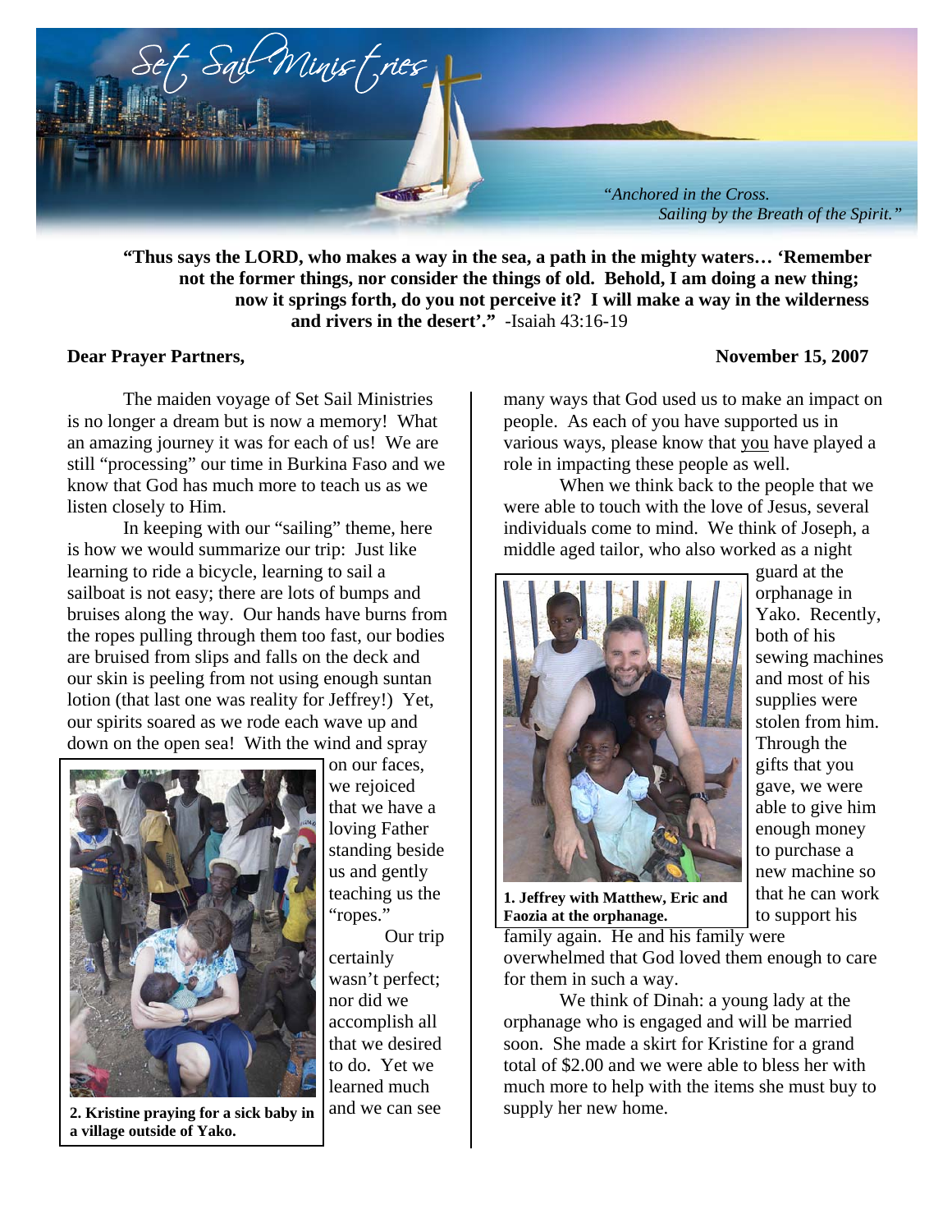# Set Sail Ministries

*"Anchored in the Cross. Sailing by the Breath of the Spirit."*

**"Thus says the LORD, who makes a way in the sea, a path in the mighty waters… 'Remember not the former things, nor consider the things of old. Behold, I am doing a new thing; now it springs forth, do you not perceive it? I will make a way in the wilderness and rivers in the desert'."** -Isaiah 43:16-19

**Dear Prayer Partners,** **November 15, 2007**

The maiden voyage of Set Sail Ministries is no longer a dream but is now a memory! What an amazing journey it was for each of us! We are still "processing" our time in Burkina Faso and we know that God has much more to teach us as we listen closely to Him.

In keeping with our "sailing" theme, here is how we would summarize our trip: Just like learning to ride a bicycle, learning to sail a sailboat is not easy; there are lots of bumps and bruises along the way. Our hands have burns from the ropes pulling through them too fast, our bodies are bruised from slips and falls on the deck and our skin is peeling from not using enough suntan lotion (that last one was reality for Jeffrey!) Yet, our spirits soared as we rode each wave up and down on the open sea! With the wind and spray on our faces, we rejoiced that we have a loving Father standing beside us and gently teaching us the "ropes."

**2. Kristine praying for a sick baby in a village outside of Yako.**

Our trip certainly wasn't perfect; nor did we accomplish all that we desired to do. Yet we learned much and we can see many ways that God used us to make an impact on people. As each of you have supported us in various ways, please know that you have played a role in impacting these people as well.

When we think back to the people that we were able to touch with the love of Jesus, several individuals come to mind. We think of Joseph, a middle aged tailor, who also worked as a night guard at the orphanage in Yako. Recently, both of his sewing machines and most of his supplies were stolen from him. Through the gifts that you gave, we were able to give him enough money to purchase a new machine so that he can work to support his family again. He and his family were overwhelmed that God loved them enough to care for them in such a way.

**1. Jeffrey with Matthew, Eric and Faozia at the orphanage.**

We think of Dinah: a young lady at the orphanage who is engaged and will be married soon. She made a skirt for Kristine for a grand total of $2.00 and we were able to bless her with much more to help with the items she must buy to supply her new home.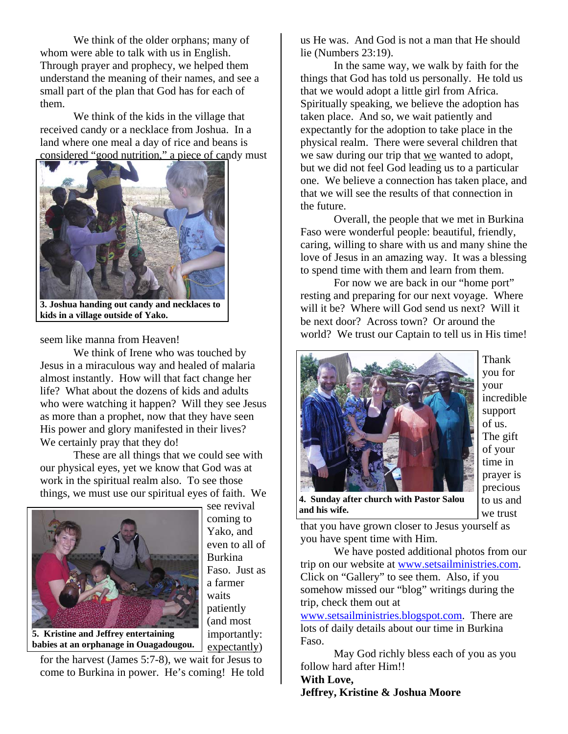We think of the older orphans; many of whom were able to talk with us in English. Through prayer and prophecy, we helped them understand the meaning of their names, and see a small part of the plan that God has for each of them.

We think of the kids in the village that received candy or a necklace from Joshua. In a land where one meal a day of rice and beans is considered "good nutrition," a piece of candy must seem like manna from Heaven!

**3. Joshua handing out candy and necklaces to kids in a village outside of Yako.**

We think of Irene who was touched by Jesus in a miraculous way and healed of malaria almost instantly. How will that fact change her life? What about the dozens of kids and adults who were watching it happen? Will they see Jesus as more than a prophet, now that they have seen His power and glory manifested in their lives? We certainly pray that they do!

These are all things that we could see with our physical eyes, yet we know that God was at work in the spiritual realm also. To see those things, we must use our spiritual eyes of faith. We see revival coming to Yako, and even to all of Burkina Faso. Just as a farmer waits patiently (and most importantly: expectantly) for the harvest (James 5:7-8), we wait for Jesus to come to Burkina in power. He's coming! He told us He was. And God is not a man that He should lie (Numbers 23:19).

**5. Kristine and Jeffrey entertaining babies at an orphanage in Ouagadougou.**

In the same way, we walk by faith for the things that God has told us personally. He told us that we would adopt a little girl from Africa. Spiritually speaking, we believe the adoption has taken place. And so, we wait patiently and expectantly for the adoption to take place in the physical realm. There were several children that we saw during our trip that we wanted to adopt, but we did not feel God leading us to a particular one. We believe a connection has taken place, and that we will see the results of that connection in the future.

Overall, the people that we met in Burkina Faso were wonderful people: beautiful, friendly, caring, willing to share with us and many shine the love of Jesus in an amazing way. It was a blessing to spend time with them and learn from them.

For now we are back in our "home port" resting and preparing for our next voyage. Where will it be? Where will God send us next? Will it be next door? Across town? Or around the world? We trust our Captain to tell us in His time!

**4. Sunday after church with Pastor Salou and his wife.**

Thank you for your incredible support of us. The gift of your time in prayer is precious to us and we trust that you have grown closer to Jesus yourself as you have spent time with Him.

We have posted additional photos from our trip on our website at www.setsailministries.com. Click on "Gallery" to see them. Also, if you somehow missed our "blog" writings during the trip, check them out at www.setsailministries.blogspot.com. There are lots of daily details about our time in Burkina Faso.

May God richly bless each of you as you follow hard after Him!!

**With Love,**
**Jeffrey, Kristine & Joshua Moore**